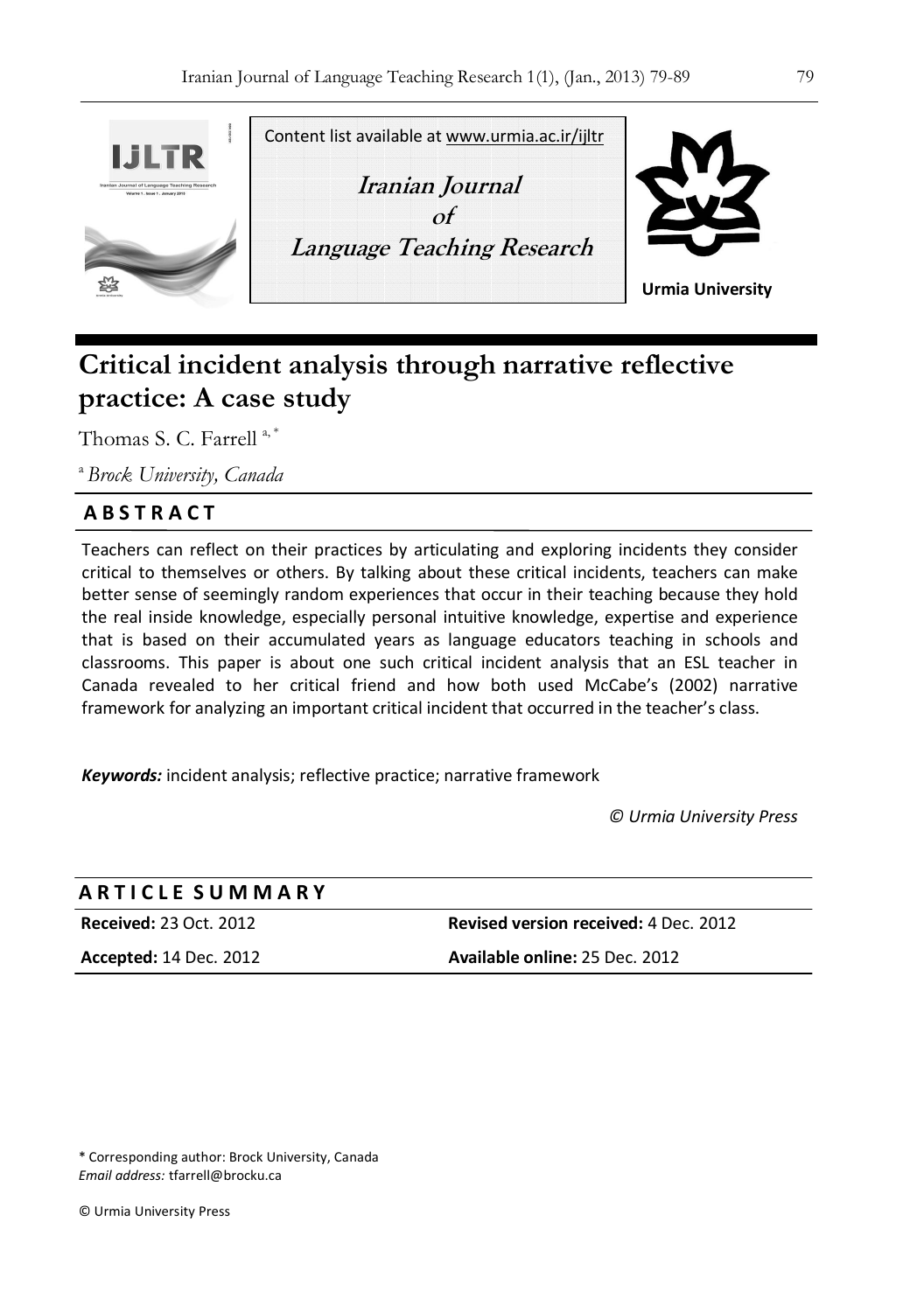Content list available at www.urmia.ac.ir/ijltr

**Iranian Journal of Language Teaching Research**

**Urmia University**

# Critical incident analysis through narrative reflective practice: A case study

Thomas S. C. Farrell [a,*]

[a] *Brock University, Canada*

## ABSTRACT

Teachers can reflect on their practices by articulating and exploring incidents they consider critical to themselves or others. By talking about these critical incidents, teachers can make better sense of seemingly random experiences that occur in their teaching because they hold the real inside knowledge, especially personal intuitive knowledge, expertise and experience that is based on their accumulated years as language educators teaching in schools and classrooms. This paper is about one such critical incident analysis that an ESL teacher in Canada revealed to her critical friend and how both used McCabe's (2002) narrative framework for analyzing an important critical incident that occurred in the teacher's class.

***Keywords:*** incident analysis; reflective practice; narrative framework

*© Urmia University Press*

## ARTICLE SUMMARY

| | |
|---|---|
| **Received:** 23 Oct. 2012 | **Revised version received:** 4 Dec. 2012 |
| **Accepted:** 14 Dec. 2012 | **Available online:** 25 Dec. 2012 |

\* Corresponding author: Brock University, Canada
*Email address:* tfarrell@brocku.ca

© Urmia University Press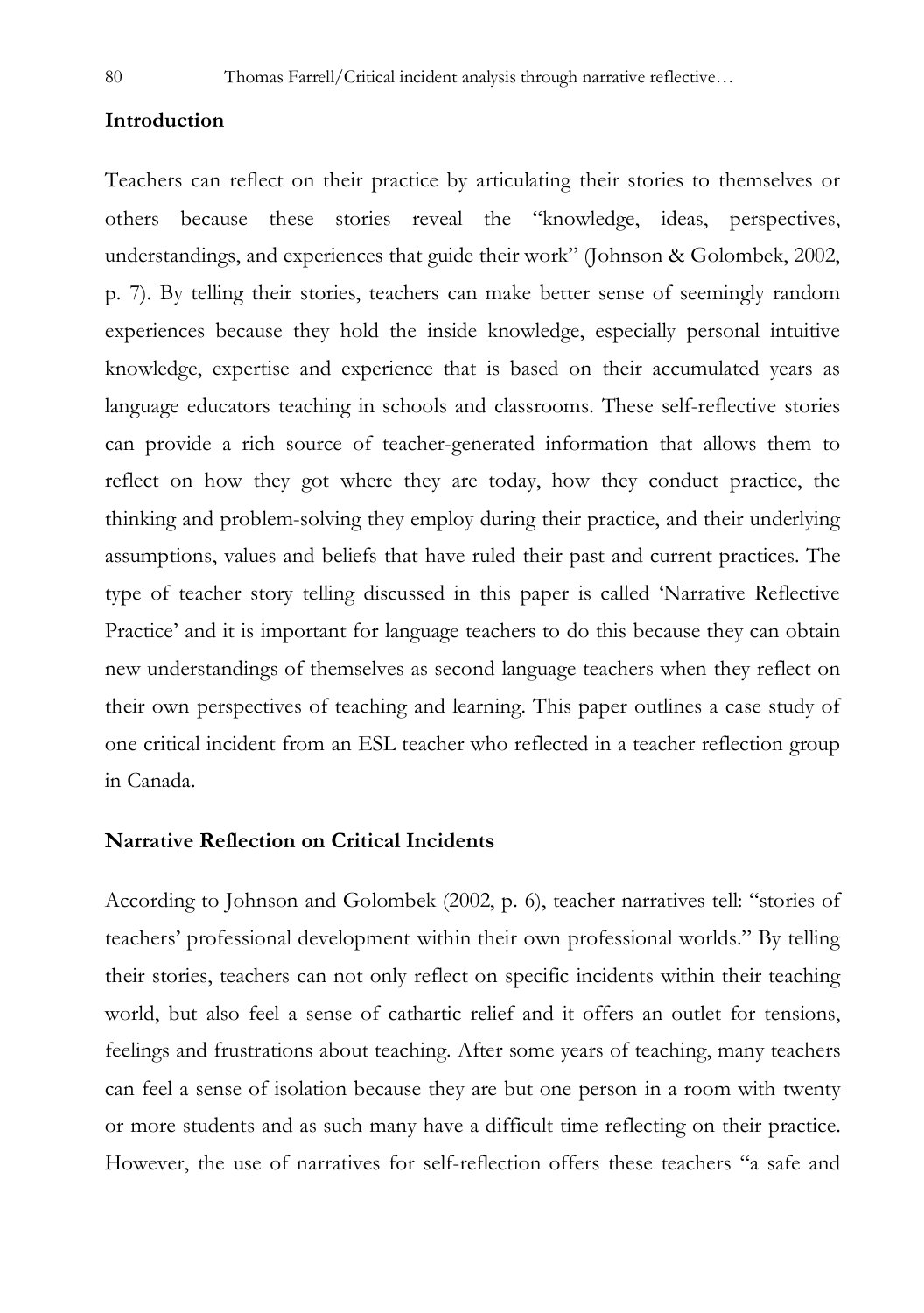## Introduction

Teachers can reflect on their practice by articulating their stories to themselves or others because these stories reveal the "knowledge, ideas, perspectives, understandings, and experiences that guide their work" (Johnson & Golombek, 2002, p. 7). By telling their stories, teachers can make better sense of seemingly random experiences because they hold the inside knowledge, especially personal intuitive knowledge, expertise and experience that is based on their accumulated years as language educators teaching in schools and classrooms. These self-reflective stories can provide a rich source of teacher-generated information that allows them to reflect on how they got where they are today, how they conduct practice, the thinking and problem-solving they employ during their practice, and their underlying assumptions, values and beliefs that have ruled their past and current practices. The type of teacher story telling discussed in this paper is called 'Narrative Reflective Practice' and it is important for language teachers to do this because they can obtain new understandings of themselves as second language teachers when they reflect on their own perspectives of teaching and learning. This paper outlines a case study of one critical incident from an ESL teacher who reflected in a teacher reflection group in Canada.

## Narrative Reflection on Critical Incidents

According to Johnson and Golombek (2002, p. 6), teacher narratives tell: "stories of teachers' professional development within their own professional worlds." By telling their stories, teachers can not only reflect on specific incidents within their teaching world, but also feel a sense of cathartic relief and it offers an outlet for tensions, feelings and frustrations about teaching. After some years of teaching, many teachers can feel a sense of isolation because they are but one person in a room with twenty or more students and as such many have a difficult time reflecting on their practice. However, the use of narratives for self-reflection offers these teachers "a safe and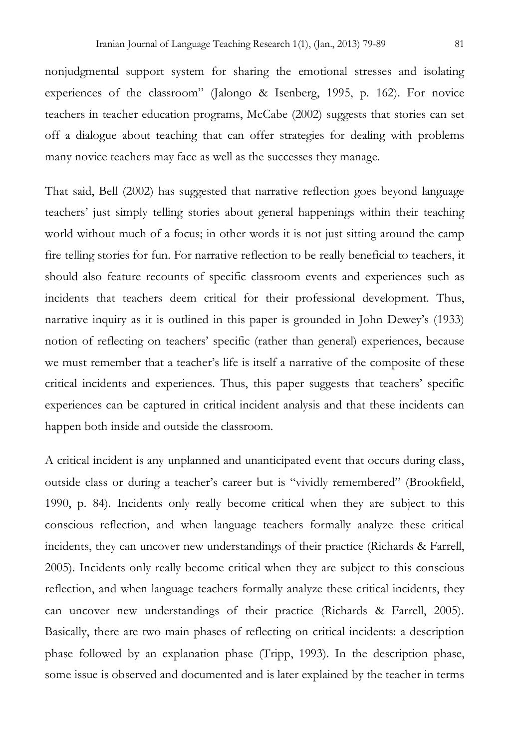nonjudgmental support system for sharing the emotional stresses and isolating experiences of the classroom" (Jalongo & Isenberg, 1995, p. 162). For novice teachers in teacher education programs, McCabe (2002) suggests that stories can set off a dialogue about teaching that can offer strategies for dealing with problems many novice teachers may face as well as the successes they manage.

That said, Bell (2002) has suggested that narrative reflection goes beyond language teachers' just simply telling stories about general happenings within their teaching world without much of a focus; in other words it is not just sitting around the camp fire telling stories for fun. For narrative reflection to be really beneficial to teachers, it should also feature recounts of specific classroom events and experiences such as incidents that teachers deem critical for their professional development. Thus, narrative inquiry as it is outlined in this paper is grounded in John Dewey's (1933) notion of reflecting on teachers' specific (rather than general) experiences, because we must remember that a teacher's life is itself a narrative of the composite of these critical incidents and experiences. Thus, this paper suggests that teachers' specific experiences can be captured in critical incident analysis and that these incidents can happen both inside and outside the classroom.

A critical incident is any unplanned and unanticipated event that occurs during class, outside class or during a teacher's career but is "vividly remembered" (Brookfield, 1990, p. 84). Incidents only really become critical when they are subject to this conscious reflection, and when language teachers formally analyze these critical incidents, they can uncover new understandings of their practice (Richards & Farrell, 2005). Incidents only really become critical when they are subject to this conscious reflection, and when language teachers formally analyze these critical incidents, they can uncover new understandings of their practice (Richards & Farrell, 2005). Basically, there are two main phases of reflecting on critical incidents: a description phase followed by an explanation phase (Tripp, 1993). In the description phase, some issue is observed and documented and is later explained by the teacher in terms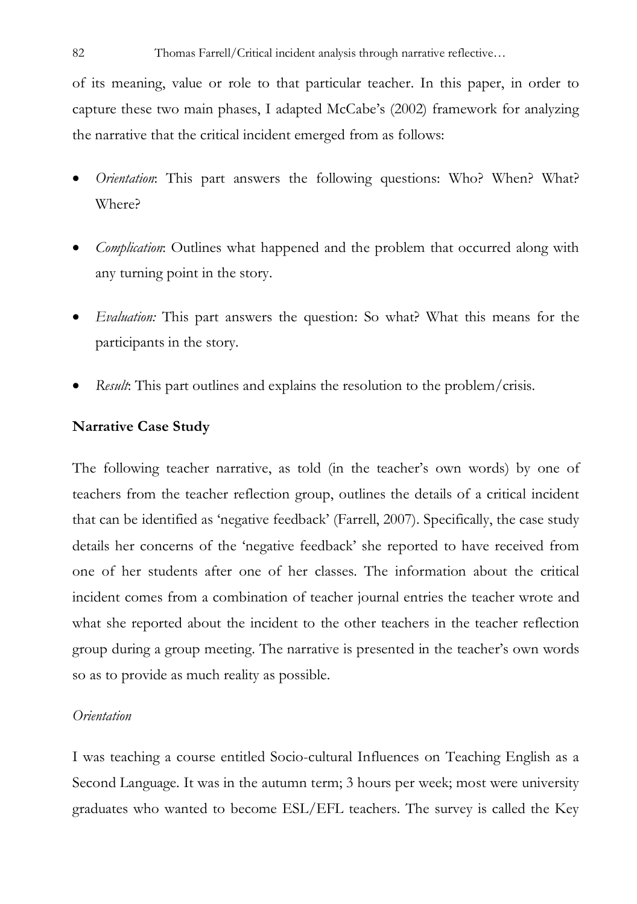of its meaning, value or role to that particular teacher. In this paper, in order to capture these two main phases, I adapted McCabe's (2002) framework for analyzing the narrative that the critical incident emerged from as follows:

- *Orientation*: This part answers the following questions: Who? When? What? Where?
- *Complication*: Outlines what happened and the problem that occurred along with any turning point in the story.
- *Evaluation:* This part answers the question: So what? What this means for the participants in the story.
- *Result*: This part outlines and explains the resolution to the problem/crisis.

## Narrative Case Study

The following teacher narrative, as told (in the teacher's own words) by one of teachers from the teacher reflection group, outlines the details of a critical incident that can be identified as 'negative feedback' (Farrell, 2007). Specifically, the case study details her concerns of the 'negative feedback' she reported to have received from one of her students after one of her classes. The information about the critical incident comes from a combination of teacher journal entries the teacher wrote and what she reported about the incident to the other teachers in the teacher reflection group during a group meeting. The narrative is presented in the teacher's own words so as to provide as much reality as possible.

### *Orientation*

I was teaching a course entitled Socio-cultural Influences on Teaching English as a Second Language. It was in the autumn term; 3 hours per week; most were university graduates who wanted to become ESL/EFL teachers. The survey is called the Key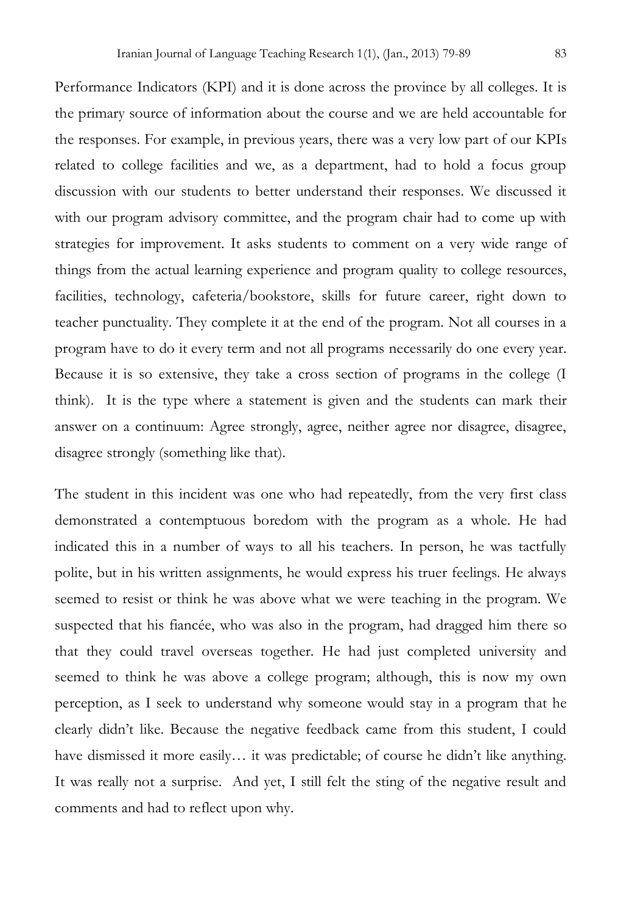Performance Indicators (KPI) and it is done across the province by all colleges. It is the primary source of information about the course and we are held accountable for the responses. For example, in previous years, there was a very low part of our KPIs related to college facilities and we, as a department, had to hold a focus group discussion with our students to better understand their responses. We discussed it with our program advisory committee, and the program chair had to come up with strategies for improvement. It asks students to comment on a very wide range of things from the actual learning experience and program quality to college resources, facilities, technology, cafeteria/bookstore, skills for future career, right down to teacher punctuality. They complete it at the end of the program. Not all courses in a program have to do it every term and not all programs necessarily do one every year. Because it is so extensive, they take a cross section of programs in the college (I think). It is the type where a statement is given and the students can mark their answer on a continuum: Agree strongly, agree, neither agree nor disagree, disagree, disagree strongly (something like that).

The student in this incident was one who had repeatedly, from the very first class demonstrated a contemptuous boredom with the program as a whole. He had indicated this in a number of ways to all his teachers. In person, he was tactfully polite, but in his written assignments, he would express his truer feelings. He always seemed to resist or think he was above what we were teaching in the program. We suspected that his fiancée, who was also in the program, had dragged him there so that they could travel overseas together. He had just completed university and seemed to think he was above a college program; although, this is now my own perception, as I seek to understand why someone would stay in a program that he clearly didn't like. Because the negative feedback came from this student, I could have dismissed it more easily… it was predictable; of course he didn't like anything. It was really not a surprise. And yet, I still felt the sting of the negative result and comments and had to reflect upon why.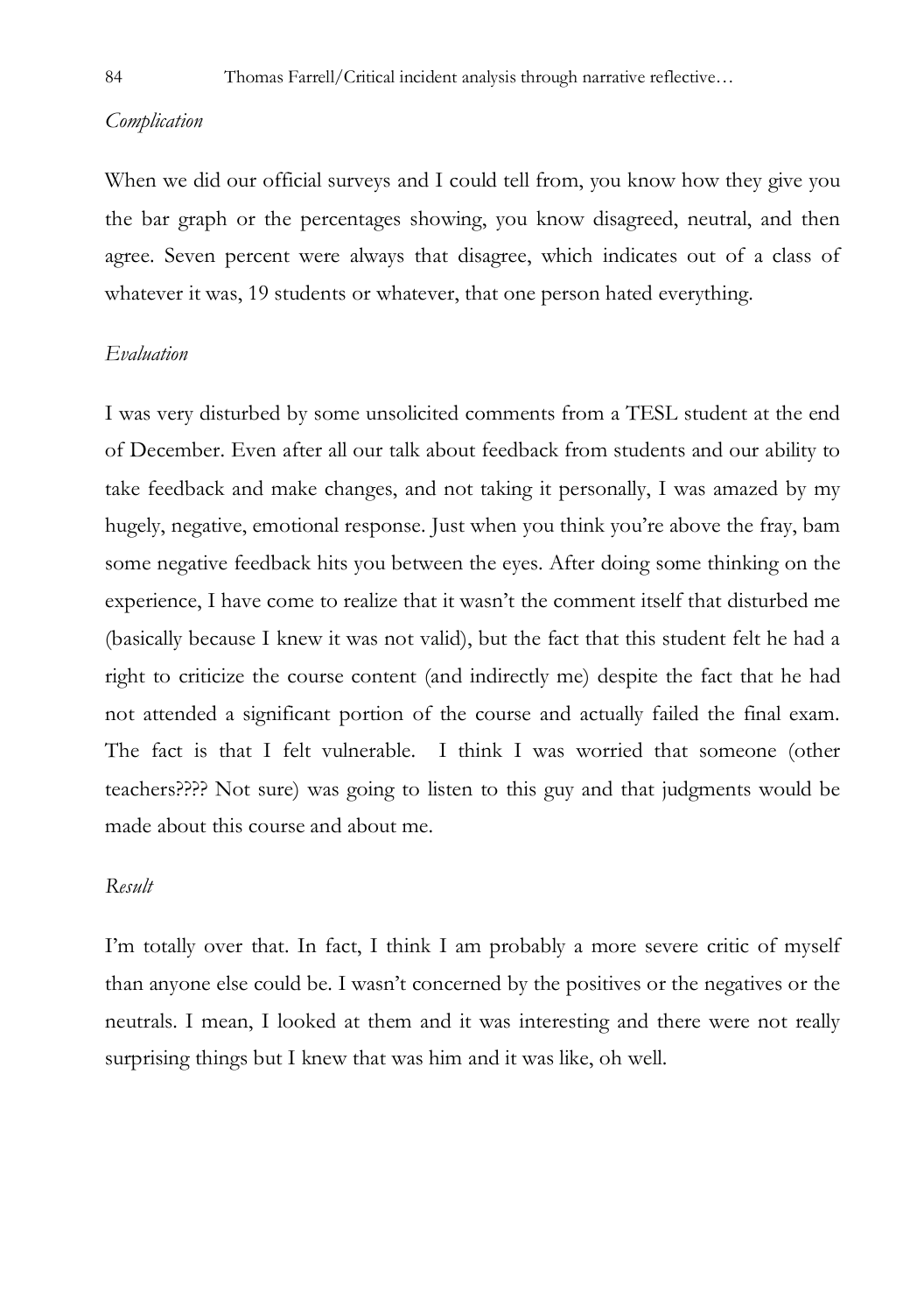*Complication*

When we did our official surveys and I could tell from, you know how they give you the bar graph or the percentages showing, you know disagreed, neutral, and then agree. Seven percent were always that disagree, which indicates out of a class of whatever it was, 19 students or whatever, that one person hated everything.

*Evaluation*

I was very disturbed by some unsolicited comments from a TESL student at the end of December. Even after all our talk about feedback from students and our ability to take feedback and make changes, and not taking it personally, I was amazed by my hugely, negative, emotional response. Just when you think you're above the fray, bam some negative feedback hits you between the eyes. After doing some thinking on the experience, I have come to realize that it wasn't the comment itself that disturbed me (basically because I knew it was not valid), but the fact that this student felt he had a right to criticize the course content (and indirectly me) despite the fact that he had not attended a significant portion of the course and actually failed the final exam. The fact is that I felt vulnerable. I think I was worried that someone (other teachers???? Not sure) was going to listen to this guy and that judgments would be made about this course and about me.

*Result*

I'm totally over that. In fact, I think I am probably a more severe critic of myself than anyone else could be. I wasn't concerned by the positives or the negatives or the neutrals. I mean, I looked at them and it was interesting and there were not really surprising things but I knew that was him and it was like, oh well.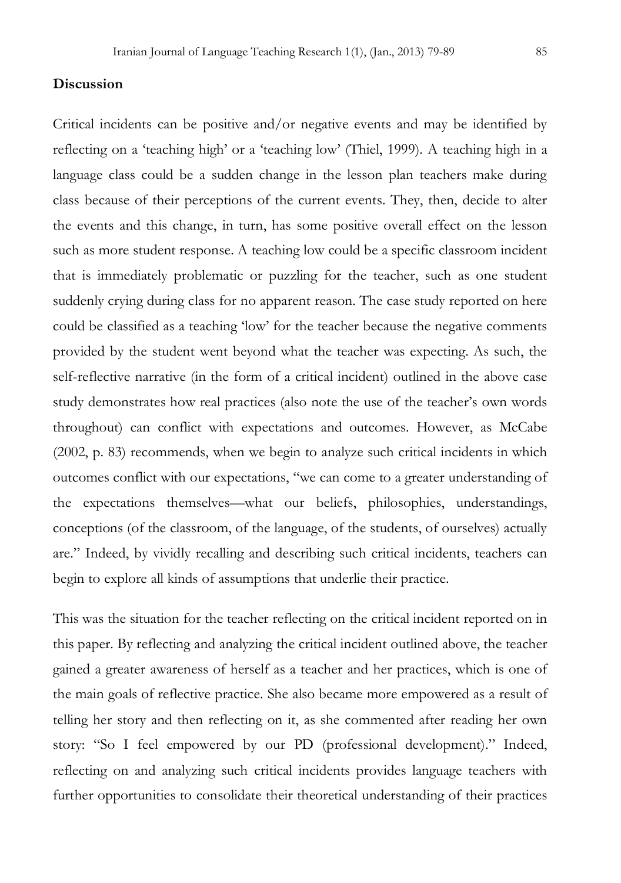**Discussion**

Critical incidents can be positive and/or negative events and may be identified by reflecting on a 'teaching high' or a 'teaching low' (Thiel, 1999). A teaching high in a language class could be a sudden change in the lesson plan teachers make during class because of their perceptions of the current events. They, then, decide to alter the events and this change, in turn, has some positive overall effect on the lesson such as more student response. A teaching low could be a specific classroom incident that is immediately problematic or puzzling for the teacher, such as one student suddenly crying during class for no apparent reason. The case study reported on here could be classified as a teaching 'low' for the teacher because the negative comments provided by the student went beyond what the teacher was expecting. As such, the self-reflective narrative (in the form of a critical incident) outlined in the above case study demonstrates how real practices (also note the use of the teacher's own words throughout) can conflict with expectations and outcomes. However, as McCabe (2002, p. 83) recommends, when we begin to analyze such critical incidents in which outcomes conflict with our expectations, "we can come to a greater understanding of the expectations themselves—what our beliefs, philosophies, understandings, conceptions (of the classroom, of the language, of the students, of ourselves) actually are." Indeed, by vividly recalling and describing such critical incidents, teachers can begin to explore all kinds of assumptions that underlie their practice.

This was the situation for the teacher reflecting on the critical incident reported on in this paper. By reflecting and analyzing the critical incident outlined above, the teacher gained a greater awareness of herself as a teacher and her practices, which is one of the main goals of reflective practice. She also became more empowered as a result of telling her story and then reflecting on it, as she commented after reading her own story: "So I feel empowered by our PD (professional development)." Indeed, reflecting on and analyzing such critical incidents provides language teachers with further opportunities to consolidate their theoretical understanding of their practices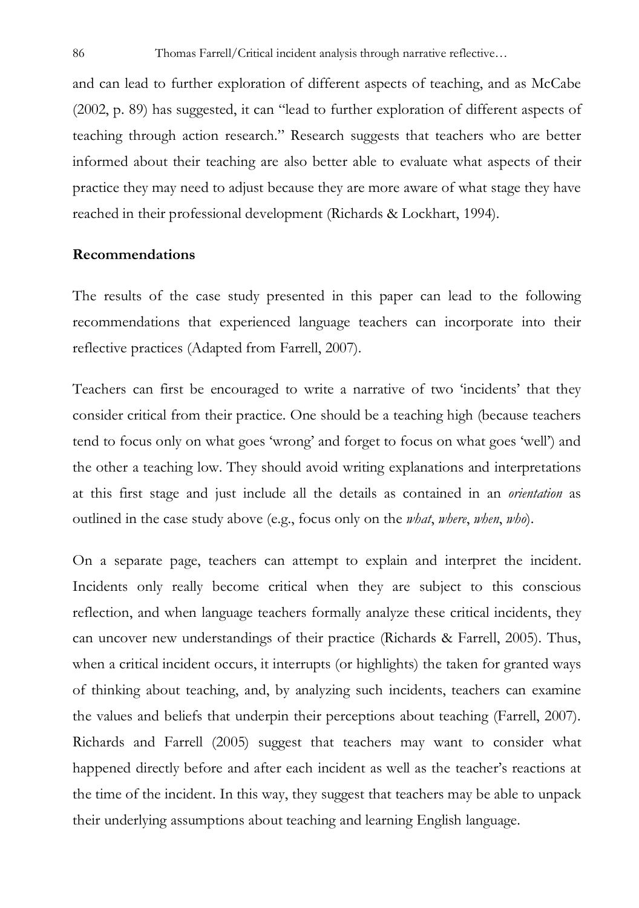and can lead to further exploration of different aspects of teaching, and as McCabe (2002, p. 89) has suggested, it can "lead to further exploration of different aspects of teaching through action research." Research suggests that teachers who are better informed about their teaching are also better able to evaluate what aspects of their practice they may need to adjust because they are more aware of what stage they have reached in their professional development (Richards & Lockhart, 1994).

## Recommendations

The results of the case study presented in this paper can lead to the following recommendations that experienced language teachers can incorporate into their reflective practices (Adapted from Farrell, 2007).

Teachers can first be encouraged to write a narrative of two 'incidents' that they consider critical from their practice. One should be a teaching high (because teachers tend to focus only on what goes 'wrong' and forget to focus on what goes 'well') and the other a teaching low. They should avoid writing explanations and interpretations at this first stage and just include all the details as contained in an *orientation* as outlined in the case study above (e.g., focus only on the *what*, *where*, *when*, *who*).

On a separate page, teachers can attempt to explain and interpret the incident. Incidents only really become critical when they are subject to this conscious reflection, and when language teachers formally analyze these critical incidents, they can uncover new understandings of their practice (Richards & Farrell, 2005). Thus, when a critical incident occurs, it interrupts (or highlights) the taken for granted ways of thinking about teaching, and, by analyzing such incidents, teachers can examine the values and beliefs that underpin their perceptions about teaching (Farrell, 2007). Richards and Farrell (2005) suggest that teachers may want to consider what happened directly before and after each incident as well as the teacher's reactions at the time of the incident. In this way, they suggest that teachers may be able to unpack their underlying assumptions about teaching and learning English language.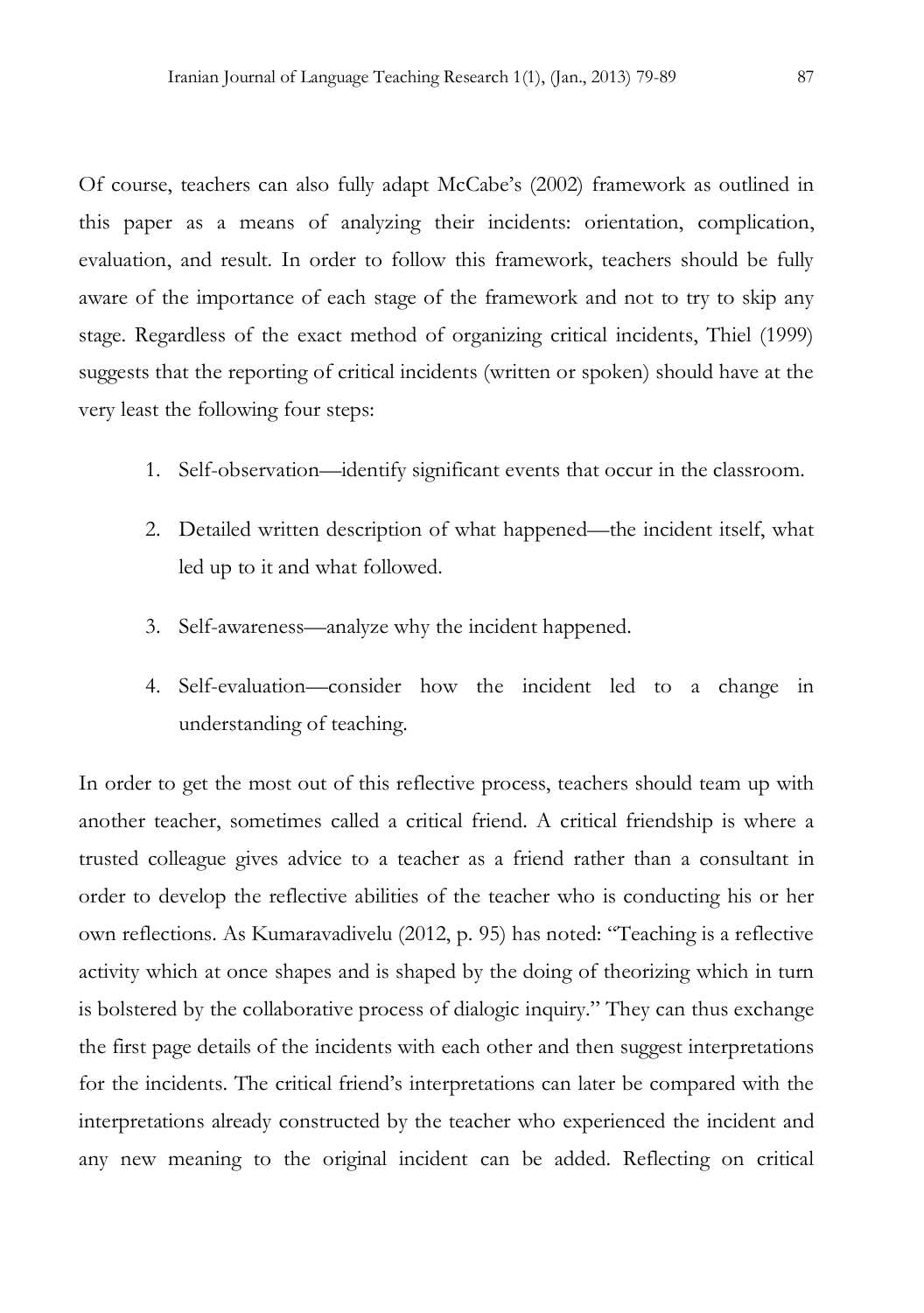Of course, teachers can also fully adapt McCabe's (2002) framework as outlined in this paper as a means of analyzing their incidents: orientation, complication, evaluation, and result. In order to follow this framework, teachers should be fully aware of the importance of each stage of the framework and not to try to skip any stage. Regardless of the exact method of organizing critical incidents, Thiel (1999) suggests that the reporting of critical incidents (written or spoken) should have at the very least the following four steps:

1. Self-observation—identify significant events that occur in the classroom.
2. Detailed written description of what happened—the incident itself, what led up to it and what followed.
3. Self-awareness—analyze why the incident happened.
4. Self-evaluation—consider how the incident led to a change in understanding of teaching.

In order to get the most out of this reflective process, teachers should team up with another teacher, sometimes called a critical friend. A critical friendship is where a trusted colleague gives advice to a teacher as a friend rather than a consultant in order to develop the reflective abilities of the teacher who is conducting his or her own reflections. As Kumaravadivelu (2012, p. 95) has noted: "Teaching is a reflective activity which at once shapes and is shaped by the doing of theorizing which in turn is bolstered by the collaborative process of dialogic inquiry." They can thus exchange the first page details of the incidents with each other and then suggest interpretations for the incidents. The critical friend's interpretations can later be compared with the interpretations already constructed by the teacher who experienced the incident and any new meaning to the original incident can be added. Reflecting on critical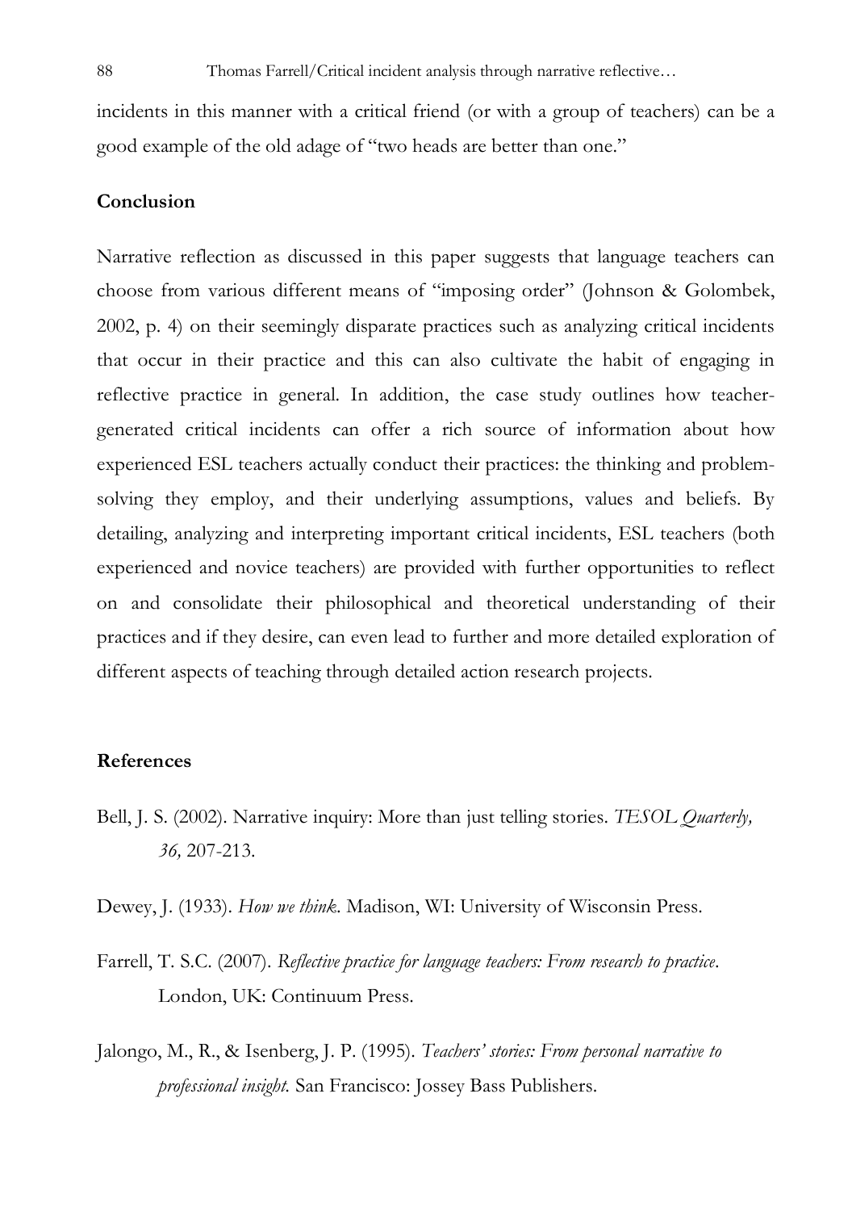incidents in this manner with a critical friend (or with a group of teachers) can be a good example of the old adage of "two heads are better than one."

## Conclusion

Narrative reflection as discussed in this paper suggests that language teachers can choose from various different means of "imposing order" (Johnson & Golombek, 2002, p. 4) on their seemingly disparate practices such as analyzing critical incidents that occur in their practice and this can also cultivate the habit of engaging in reflective practice in general. In addition, the case study outlines how teacher-generated critical incidents can offer a rich source of information about how experienced ESL teachers actually conduct their practices: the thinking and problem-solving they employ, and their underlying assumptions, values and beliefs. By detailing, analyzing and interpreting important critical incidents, ESL teachers (both experienced and novice teachers) are provided with further opportunities to reflect on and consolidate their philosophical and theoretical understanding of their practices and if they desire, can even lead to further and more detailed exploration of different aspects of teaching through detailed action research projects.

## References

Bell, J. S. (2002). Narrative inquiry: More than just telling stories. *TESOL Quarterly, 36,* 207-213.

Dewey, J. (1933). *How we think*. Madison, WI: University of Wisconsin Press.

Farrell, T. S.C. (2007). *Reflective practice for language teachers: From research to practice*. London, UK: Continuum Press.

Jalongo, M., R., & Isenberg, J. P. (1995). *Teachers' stories: From personal narrative to professional insight.* San Francisco: Jossey Bass Publishers.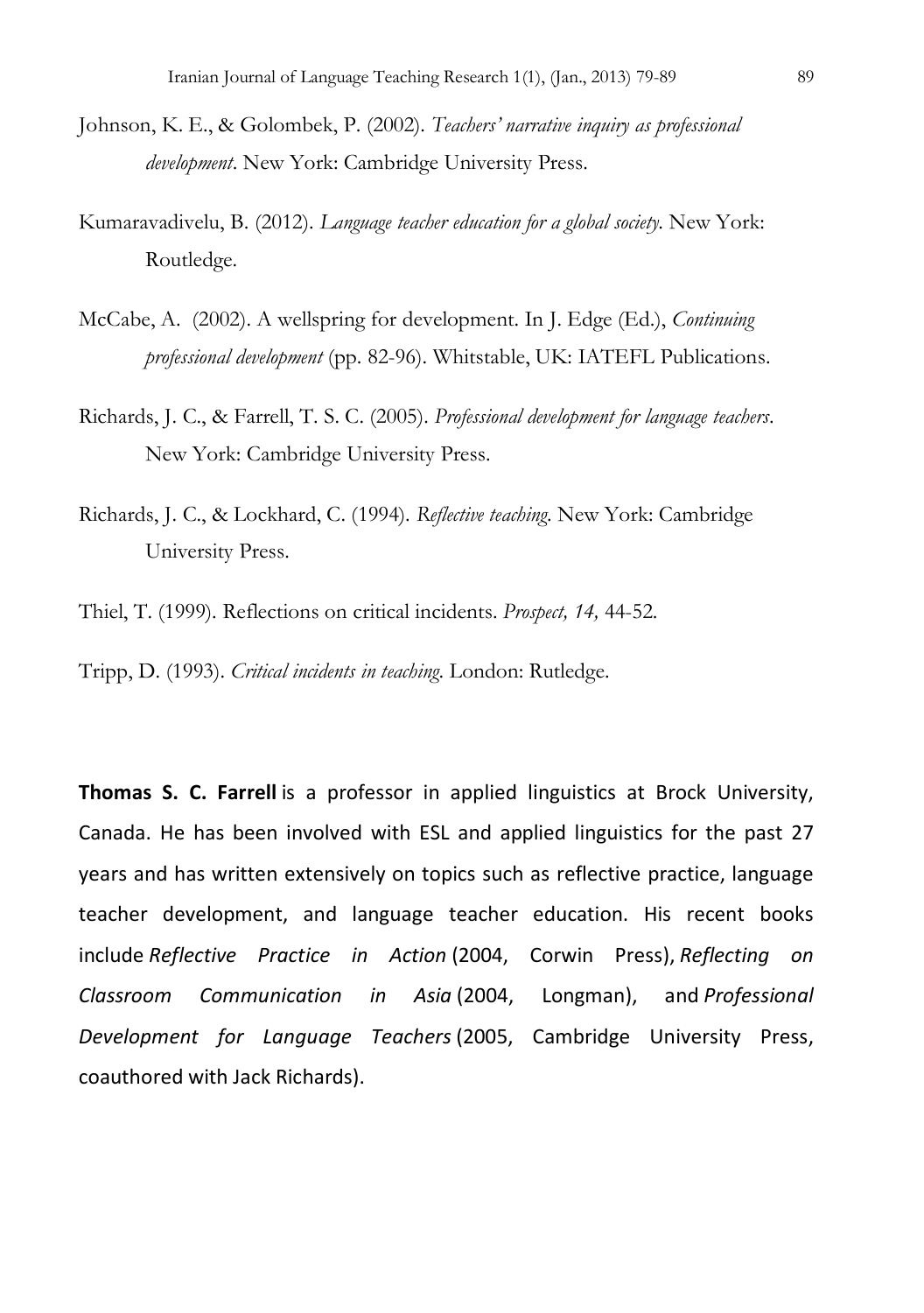Johnson, K. E., & Golombek, P. (2002). *Teachers' narrative inquiry as professional development*. New York: Cambridge University Press.

Kumaravadivelu, B. (2012). *Language teacher education for a global society.* New York: Routledge.

McCabe, A. (2002). A wellspring for development. In J. Edge (Ed.), *Continuing professional development* (pp. 82-96). Whitstable, UK: IATEFL Publications.

Richards, J. C., & Farrell, T. S. C. (2005). *Professional development for language teachers*. New York: Cambridge University Press.

Richards, J. C., & Lockhard, C. (1994). *Reflective teaching.* New York: Cambridge University Press.

Thiel, T. (1999). Reflections on critical incidents. *Prospect, 14,* 44-52.

Tripp, D. (1993). *Critical incidents in teaching.* London: Rutledge.

**Thomas S. C. Farrell** is a professor in applied linguistics at Brock University, Canada. He has been involved with ESL and applied linguistics for the past 27 years and has written extensively on topics such as reflective practice, language teacher development, and language teacher education. His recent books include *Reflective Practice in Action* (2004, Corwin Press), *Reflecting on Classroom Communication in Asia* (2004, Longman), and *Professional Development for Language Teachers* (2005, Cambridge University Press, coauthored with Jack Richards).